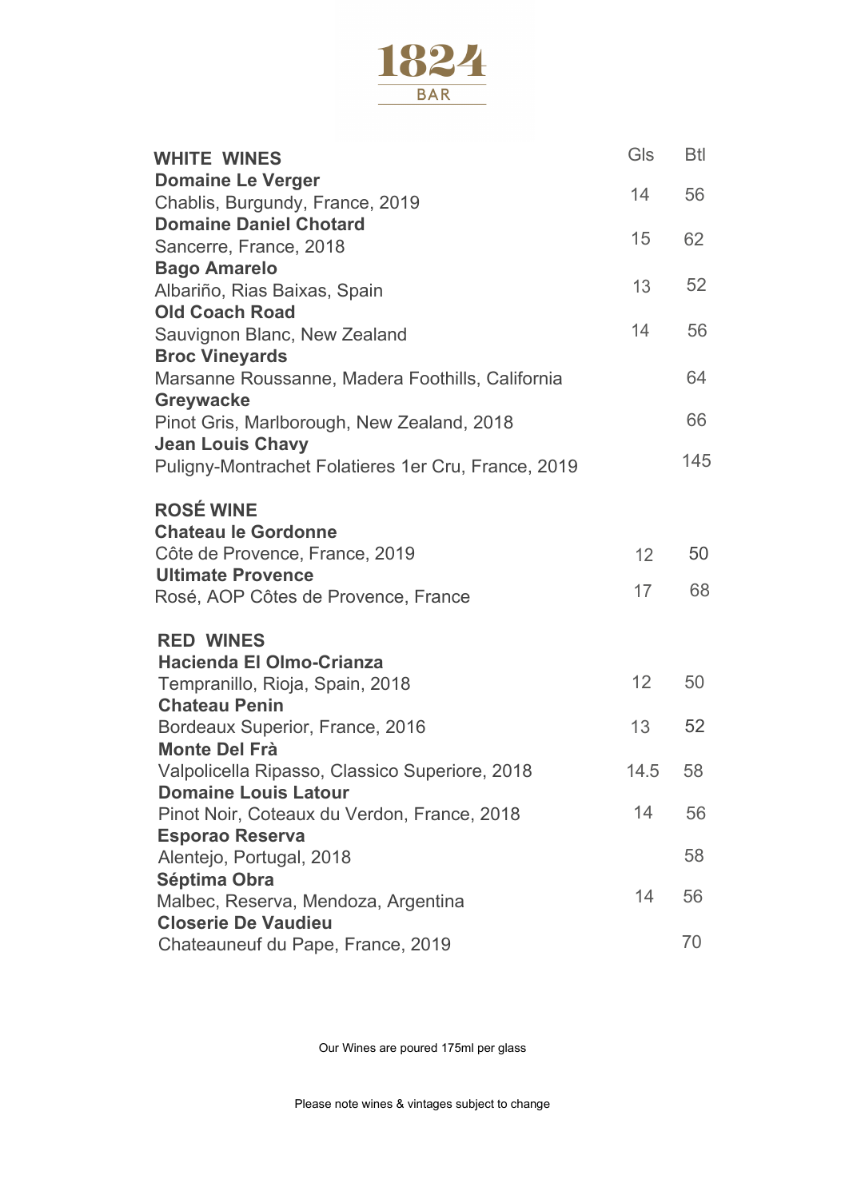# 1824

## BAR

| WHITE WINES | Gls | Btl |
|---|---|---|
| **Domaine Le Verger**<br>Chablis, Burgundy, France, 2019 | 14 | 56 |
| **Domaine Daniel Chotard**<br>Sancerre, France, 2018 | 15 | 62 |
| **Bago Amarelo**<br>Albariño, Rias Baixas, Spain | 13 | 52 |
| **Old Coach Road**<br>Sauvignon Blanc, New Zealand | 14 | 56 |
| **Broc Vineyards**<br>Marsanne Roussanne, Madera Foothills, California | | 64 |
| **Greywacke**<br>Pinot Gris, Marlborough, New Zealand, 2018 | | 66 |
| **Jean Louis Chavy**<br>Puligny-Montrachet Folatieres 1er Cru, France, 2019 | | 145 |

| ROSÉ WINE | Gls | Btl |
|---|---|---|
| **Chateau le Gordonne**<br>Côte de Provence, France, 2019 | 12 | 50 |
| **Ultimate Provence**<br>Rosé, AOP Côtes de Provence, France | 17 | 68 |

| RED WINES | Gls | Btl |
|---|---|---|
| **Hacienda El Olmo-Crianza**<br>Tempranillo, Rioja, Spain, 2018 | 12 | 50 |
| **Chateau Penin**<br>Bordeaux Superior, France, 2016 | 13 | 52 |
| **Monte Del Frà**<br>Valpolicella Ripasso, Classico Superiore, 2018 | 14.5 | 58 |
| **Domaine Louis Latour**<br>Pinot Noir, Coteaux du Verdon, France, 2018 | 14 | 56 |
| **Esporao Reserva**<br>Alentejo, Portugal, 2018 | | 58 |
| **Séptima Obra**<br>Malbec, Reserva, Mendoza, Argentina | 14 | 56 |
| **Closerie De Vaudieu**<br>Chateauneuf du Pape, France, 2019 | | 70 |

Our Wines are poured 175ml per glass

Please note wines & vintages subject to change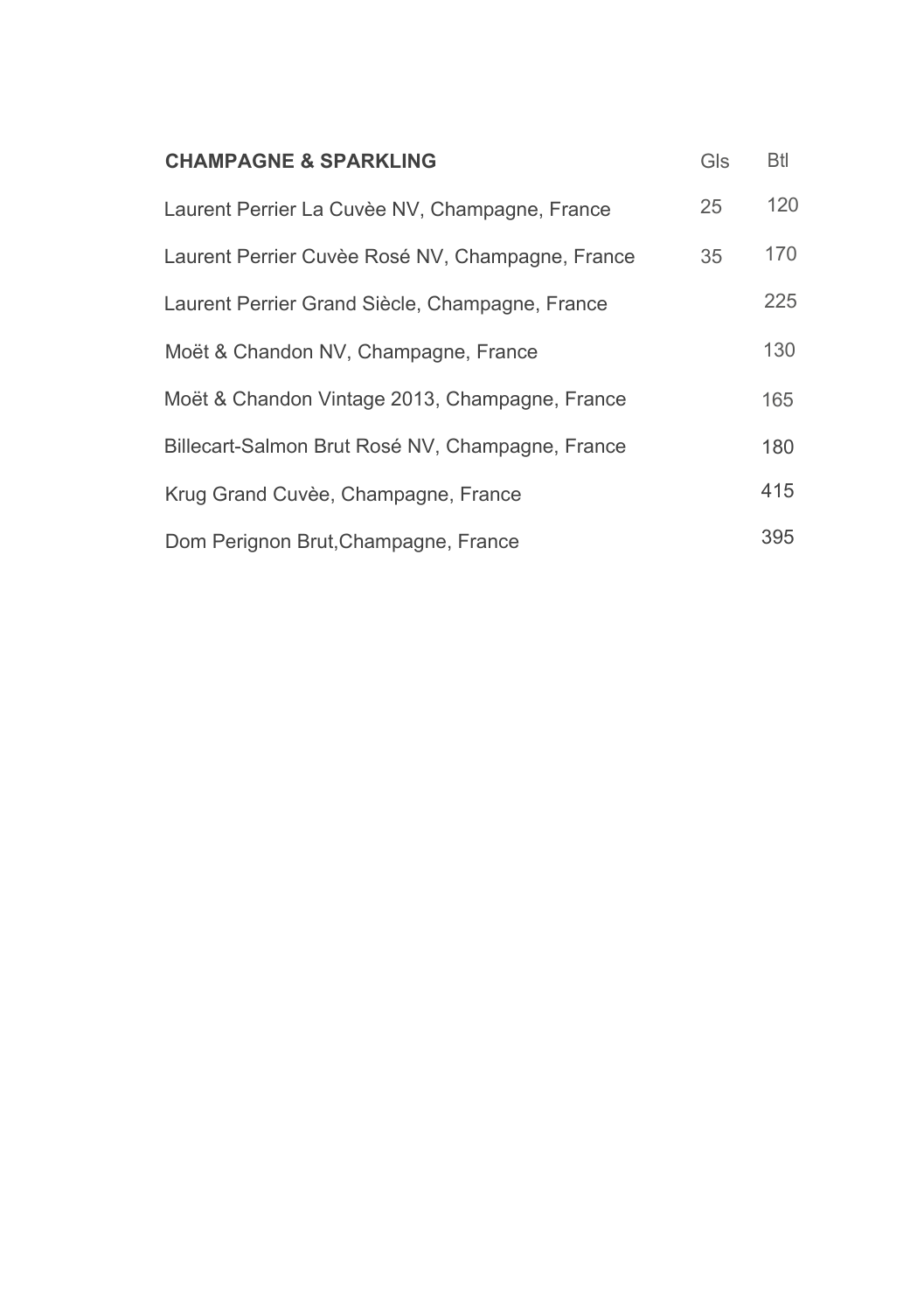| **CHAMPAGNE & SPARKLING** | Gls | Btl |
|---|---|---|
| Laurent Perrier La Cuvèe NV, Champagne, France | 25 | 120 |
| Laurent Perrier Cuvèe Rosé NV, Champagne, France | 35 | 170 |
| Laurent Perrier Grand Siècle, Champagne, France | | 225 |
| Moët & Chandon NV, Champagne, France | | 130 |
| Moët & Chandon Vintage 2013, Champagne, France | | 165 |
| Billecart-Salmon Brut Rosé NV, Champagne, France | | 180 |
| Krug Grand Cuvèe, Champagne, France | | 415 |
| Dom Perignon Brut,Champagne, France | | 395 |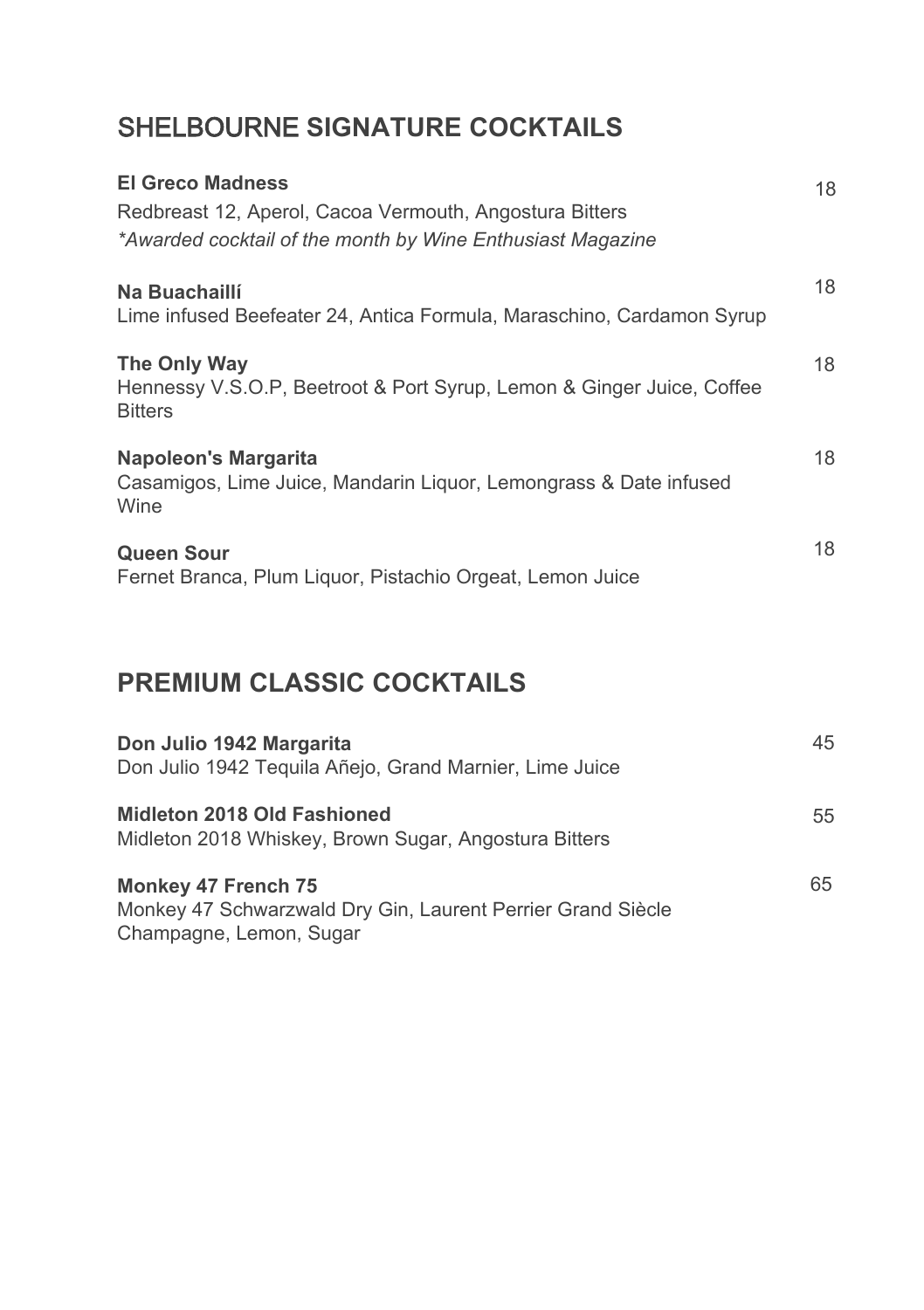## SHELBOURNE SIGNATURE COCKTAILS

**El Greco Madness** 18
Redbreast 12, Aperol, Cacoa Vermouth, Angostura Bitters
*\*Awarded cocktail of the month by Wine Enthusiast Magazine*

**Na Buachaillí** 18
Lime infused Beefeater 24, Antica Formula, Maraschino, Cardamon Syrup

**The Only Way** 18
Hennessy V.S.O.P, Beetroot & Port Syrup, Lemon & Ginger Juice, Coffee Bitters

**Napoleon's Margarita** 18
Casamigos, Lime Juice, Mandarin Liquor, Lemongrass & Date infused Wine

**Queen Sour** 18
Fernet Branca, Plum Liquor, Pistachio Orgeat, Lemon Juice

## PREMIUM CLASSIC COCKTAILS

**Don Julio 1942 Margarita** 45
Don Julio 1942 Tequila Añejo, Grand Marnier, Lime Juice

**Midleton 2018 Old Fashioned** 55
Midleton 2018 Whiskey, Brown Sugar, Angostura Bitters

**Monkey 47 French 75** 65
Monkey 47 Schwarzwald Dry Gin, Laurent Perrier Grand Siècle Champagne, Lemon, Sugar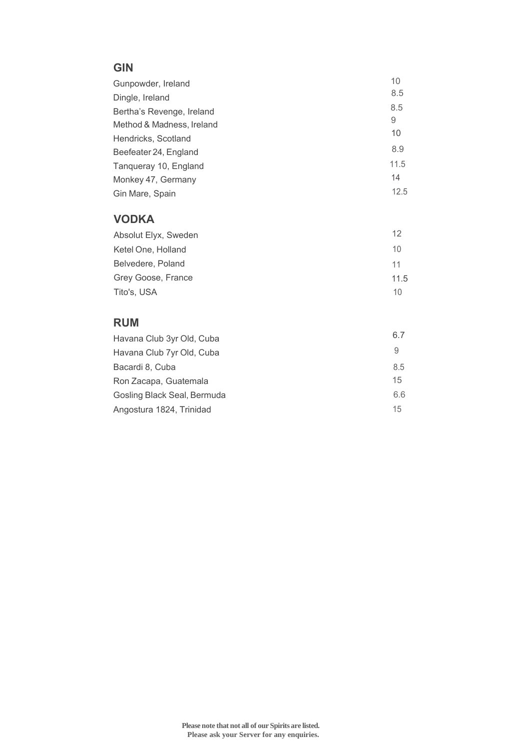## GIN

| | |
|---|---|
| Gunpowder, Ireland | 10 |
| Dingle, Ireland | 8.5 |
| Bertha's Revenge, Ireland | 8.5 |
| Method & Madness, Ireland | 9 |
| Hendricks, Scotland | 10 |
| Beefeater 24, England | 8.9 |
| Tanqueray 10, England | 11.5 |
| Monkey 47, Germany | 14 |
| Gin Mare, Spain | 12.5 |

## VODKA

| | |
|---|---|
| Absolut Elyx, Sweden | 12 |
| Ketel One, Holland | 10 |
| Belvedere, Poland | 11 |
| Grey Goose, France | 11.5 |
| Tito's, USA | 10 |

## RUM

| | |
|---|---|
| Havana Club 3yr Old, Cuba | 6.7 |
| Havana Club 7yr Old, Cuba | 9 |
| Bacardi 8, Cuba | 8.5 |
| Ron Zacapa, Guatemala | 15 |
| Gosling Black Seal, Bermuda | 6.6 |
| Angostura 1824, Trinidad | 15 |

**Please note that not all of our Spirits are listed.**
**Please ask your Server for any enquiries.**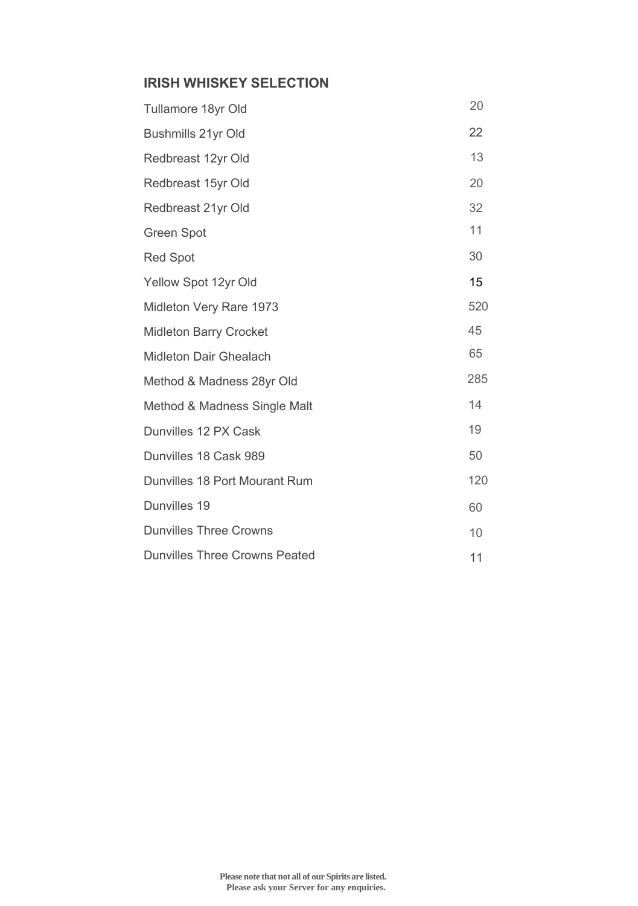## IRISH WHISKEY SELECTION

| Item | Price |
|---|---|
| Tullamore 18yr Old | 20 |
| Bushmills 21yr Old | 22 |
| Redbreast 12yr Old | 13 |
| Redbreast 15yr Old | 20 |
| Redbreast 21yr Old | 32 |
| Green Spot | 11 |
| Red Spot | 30 |
| Yellow Spot 12yr Old | 15 |
| Midleton Very Rare 1973 | 520 |
| Midleton Barry Crocket | 45 |
| Midleton Dair Ghealach | 65 |
| Method & Madness 28yr Old | 285 |
| Method & Madness Single Malt | 14 |
| Dunvilles 12 PX Cask | 19 |
| Dunvilles 18 Cask 989 | 50 |
| Dunvilles 18 Port Mourant Rum | 120 |
| Dunvilles 19 | 60 |
| Dunvilles Three Crowns | 10 |
| Dunvilles Three Crowns Peated | 11 |

**Please note that not all of our Spirits are listed.**
**Please ask your Server for any enquiries.**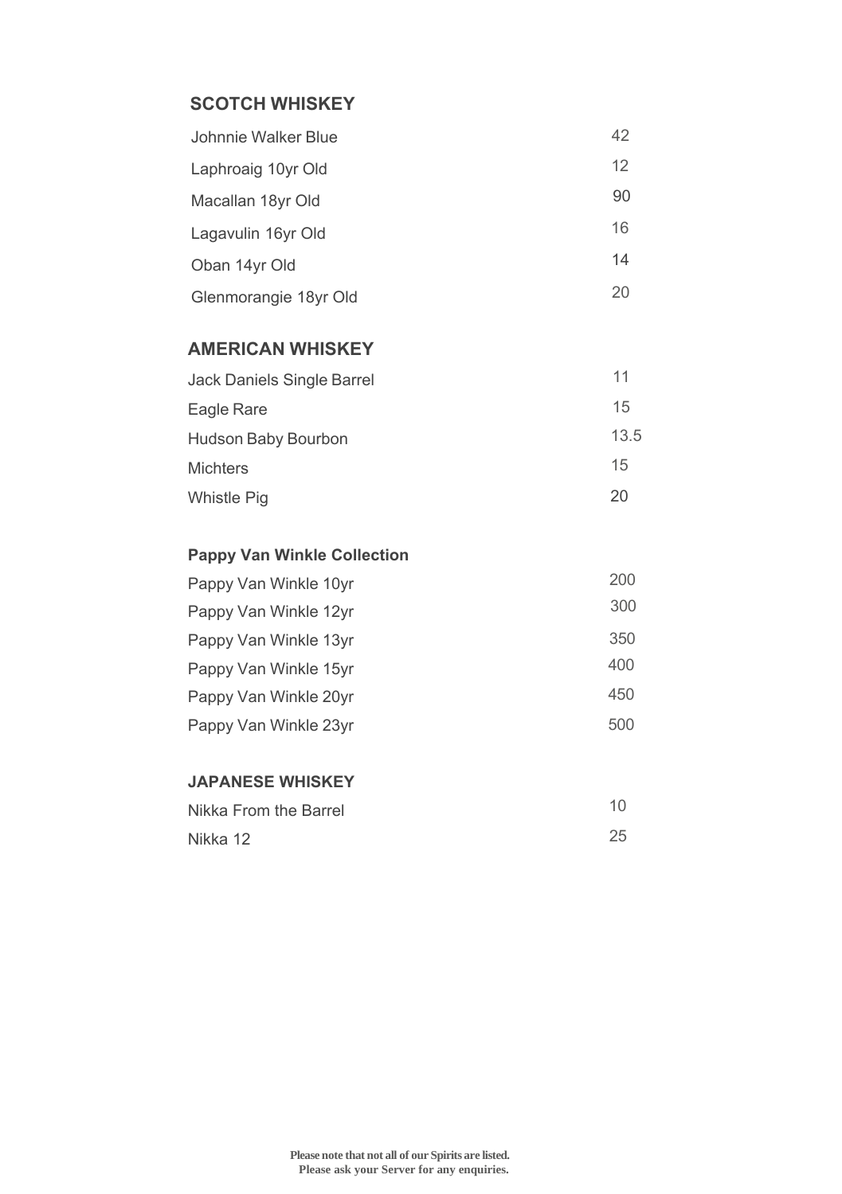## SCOTCH WHISKEY

| | |
|---|---|
| Johnnie Walker Blue | 42 |
| Laphroaig 10yr Old | 12 |
| Macallan 18yr Old | 90 |
| Lagavulin 16yr Old | 16 |
| Oban 14yr Old | 14 |
| Glenmorangie 18yr Old | 20 |

## AMERICAN WHISKEY

| | |
|---|---|
| Jack Daniels Single Barrel | 11 |
| Eagle Rare | 15 |
| Hudson Baby Bourbon | 13.5 |
| Michters | 15 |
| Whistle Pig | 20 |

### Pappy Van Winkle Collection

| | |
|---|---|
| Pappy Van Winkle 10yr | 200 |
| Pappy Van Winkle 12yr | 300 |
| Pappy Van Winkle 13yr | 350 |
| Pappy Van Winkle 15yr | 400 |
| Pappy Van Winkle 20yr | 450 |
| Pappy Van Winkle 23yr | 500 |

## JAPANESE WHISKEY

| | |
|---|---|
| Nikka From the Barrel | 10 |
| Nikka 12 | 25 |

**Please note that not all of our Spirits are listed.**
**Please ask your Server for any enquiries.**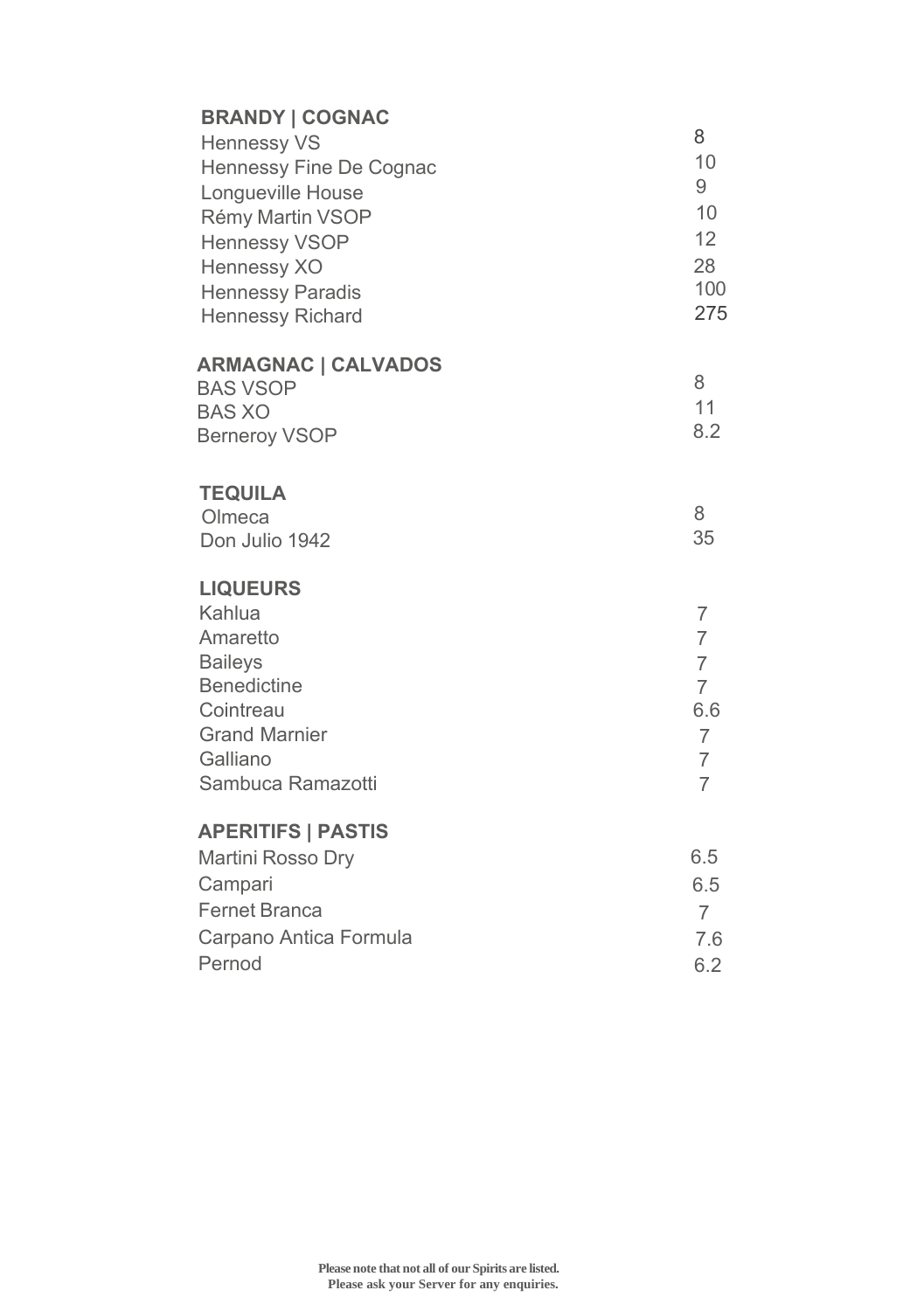## BRANDY | COGNAC

| Item | Price |
|---|---|
| Hennessy VS | 8 |
| Hennessy Fine De Cognac | 10 |
| Longueville House | 9 |
| Rémy Martin VSOP | 10 |
| Hennessy VSOP | 12 |
| Hennessy XO | 28 |
| Hennessy Paradis | 100 |
| Hennessy Richard | 275 |

## ARMAGNAC | CALVADOS

| Item | Price |
|---|---|
| BAS VSOP | 8 |
| BAS XO | 11 |
| Berneroy VSOP | 8.2 |

## TEQUILA

| Item | Price |
|---|---|
| Olmeca | 8 |
| Don Julio 1942 | 35 |

## LIQUEURS

| Item | Price |
|---|---|
| Kahlua | 7 |
| Amaretto | 7 |
| Baileys | 7 |
| Benedictine | 7 |
| Cointreau | 6.6 |
| Grand Marnier | 7 |
| Galliano | 7 |
| Sambuca Ramazotti | 7 |

## APERITIFS | PASTIS

| Item | Price |
|---|---|
| Martini Rosso Dry | 6.5 |
| Campari | 6.5 |
| Fernet Branca | 7 |
| Carpano Antica Formula | 7.6 |
| Pernod | 6.2 |

**Please note that not all of our Spirits are listed.**
**Please ask your Server for any enquiries.**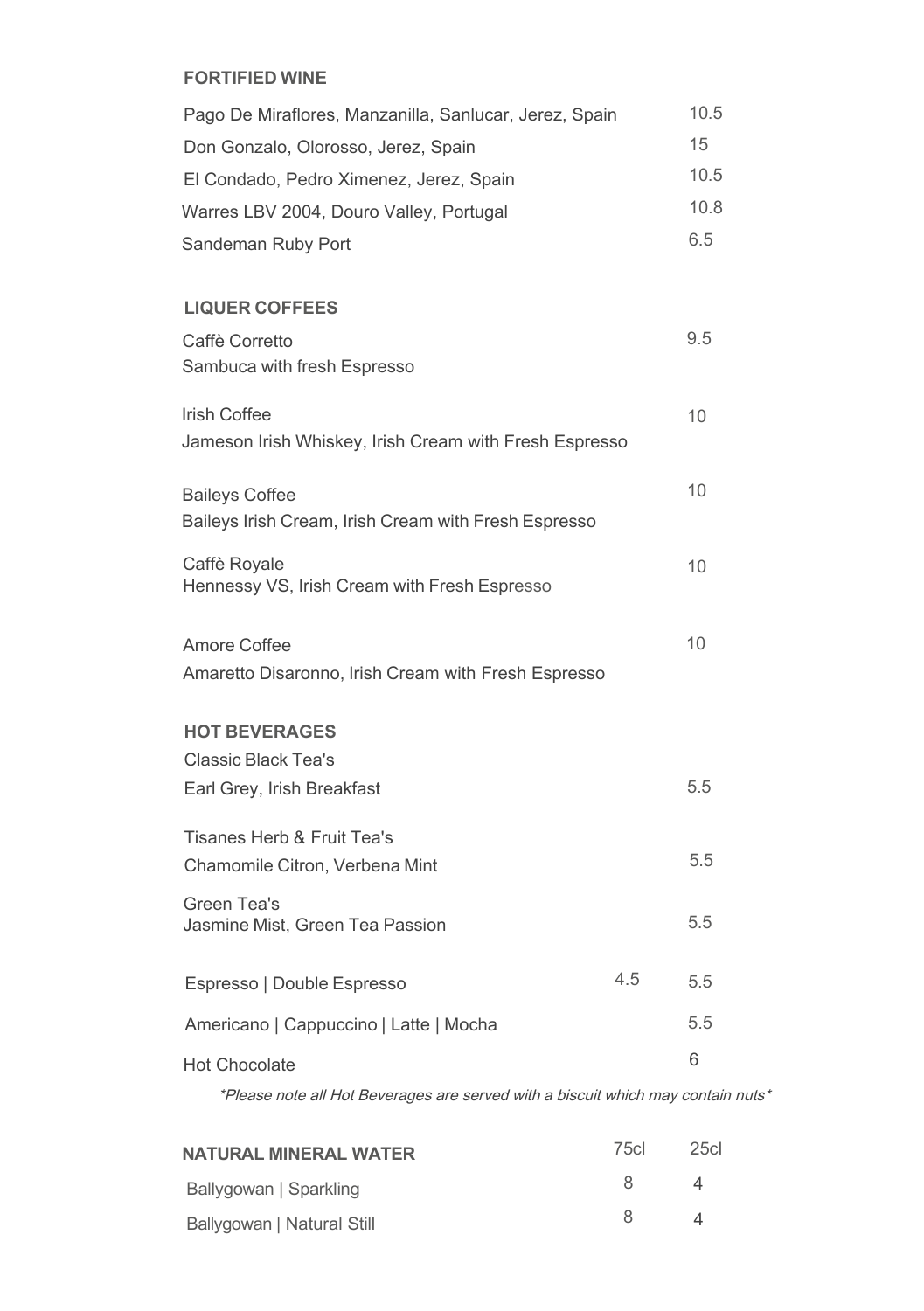## FORTIFIED WINE

| | |
|---|---|
| Pago De Miraflores, Manzanilla, Sanlucar, Jerez, Spain | 10.5 |
| Don Gonzalo, Olorosso, Jerez, Spain | 15 |
| El Condado, Pedro Ximenez, Jerez, Spain | 10.5 |
| Warres LBV 2004, Douro Valley, Portugal | 10.8 |
| Sandeman Ruby Port | 6.5 |

## LIQUER COFFEES

| | |
|---|---|
| Caffè Corretto<br>Sambuca with fresh Espresso | 9.5 |
| Irish Coffee<br>Jameson Irish Whiskey, Irish Cream with Fresh Espresso | 10 |
| Baileys Coffee<br>Baileys Irish Cream, Irish Cream with Fresh Espresso | 10 |
| Caffè Royale<br>Hennessy VS, Irish Cream with Fresh Espresso | 10 |
| Amore Coffee<br>Amaretto Disaronno, Irish Cream with Fresh Espresso | 10 |

## HOT BEVERAGES

| | | |
|---|---|---|
| Classic Black Tea's<br>Earl Grey, Irish Breakfast | | 5.5 |
| Tisanes Herb & Fruit Tea's<br>Chamomile Citron, Verbena Mint | | 5.5 |
| Green Tea's<br>Jasmine Mist, Green Tea Passion | | 5.5 |
| Espresso \| Double Espresso | 4.5 | 5.5 |
| Americano \| Cappuccino \| Latte \| Mocha | | 5.5 |
| Hot Chocolate | | 6 |

*\*Please note all Hot Beverages are served with a biscuit which may contain nuts\**

| NATURAL MINERAL WATER | 75cl | 25cl |
|---|---|---|
| Ballygowan \| Sparkling | 8 | 4 |
| Ballygowan \| Natural Still | 8 | 4 |